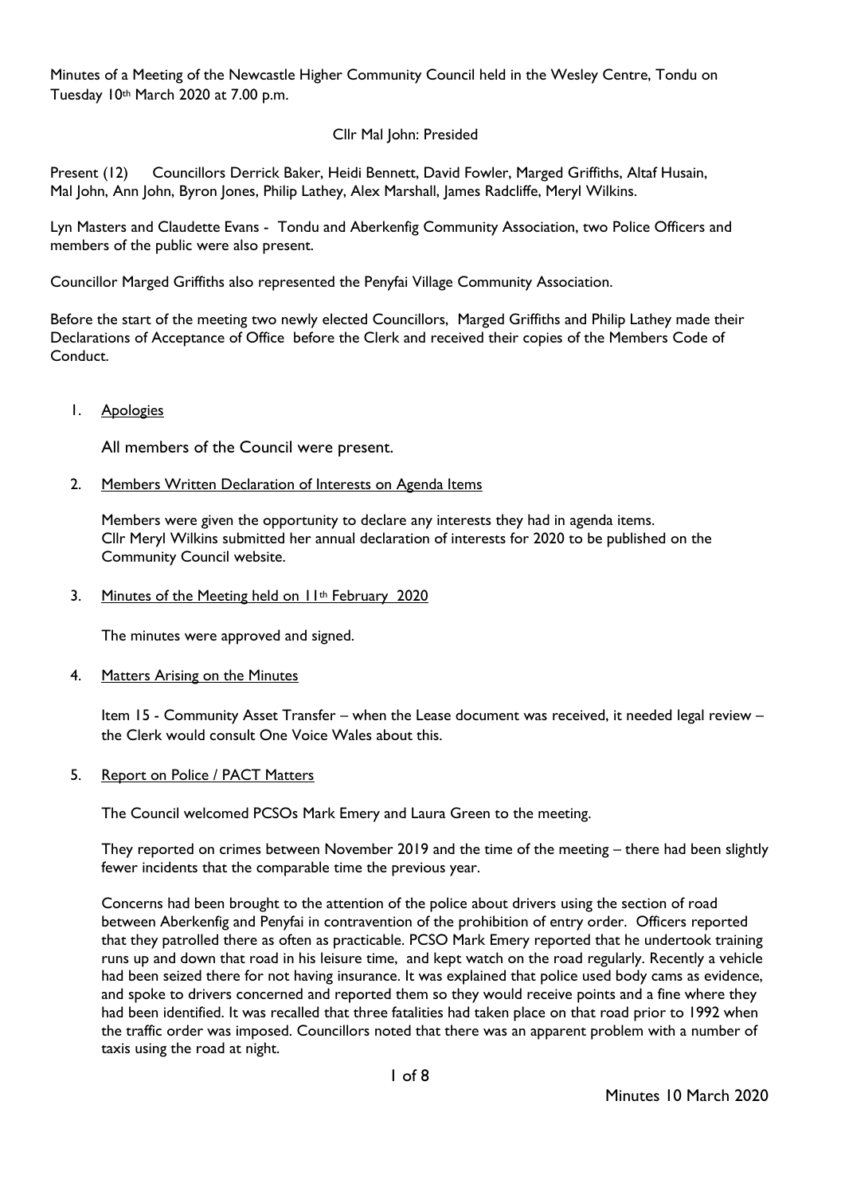Minutes of a Meeting of the Newcastle Higher Community Council held in the Wesley Centre, Tondu on Tuesday 10th March 2020 at 7.00 p.m.

Cllr Mal John: Presided

Present (12) Councillors Derrick Baker, Heidi Bennett, David Fowler, Marged Griffiths, Altaf Husain, Mal John, Ann John, Byron Jones, Philip Lathey, Alex Marshall, James Radcliffe, Meryl Wilkins.

Lyn Masters and Claudette Evans - Tondu and Aberkenfig Community Association, two Police Officers and members of the public were also present.

Councillor Marged Griffiths also represented the Penyfai Village Community Association.

Before the start of the meeting two newly elected Councillors, Marged Griffiths and Philip Lathey made their Declarations of Acceptance of Office before the Clerk and received their copies of the Members Code of Conduct.

1. Apologies

   All members of the Council were present.

2. Members Written Declaration of Interests on Agenda Items

   Members were given the opportunity to declare any interests they had in agenda items.
   Cllr Meryl Wilkins submitted her annual declaration of interests for 2020 to be published on the Community Council website.

3. Minutes of the Meeting held on 11th February 2020

   The minutes were approved and signed.

4. Matters Arising on the Minutes

   Item 15 - Community Asset Transfer – when the Lease document was received, it needed legal review – the Clerk would consult One Voice Wales about this.

5. Report on Police / PACT Matters

   The Council welcomed PCSOs Mark Emery and Laura Green to the meeting.

   They reported on crimes between November 2019 and the time of the meeting – there had been slightly fewer incidents that the comparable time the previous year.

   Concerns had been brought to the attention of the police about drivers using the section of road between Aberkenfig and Penyfai in contravention of the prohibition of entry order. Officers reported that they patrolled there as often as practicable. PCSO Mark Emery reported that he undertook training runs up and down that road in his leisure time, and kept watch on the road regularly. Recently a vehicle had been seized there for not having insurance. It was explained that police used body cams as evidence, and spoke to drivers concerned and reported them so they would receive points and a fine where they had been identified. It was recalled that three fatalities had taken place on that road prior to 1992 when the traffic order was imposed. Councillors noted that there was an apparent problem with a number of taxis using the road at night.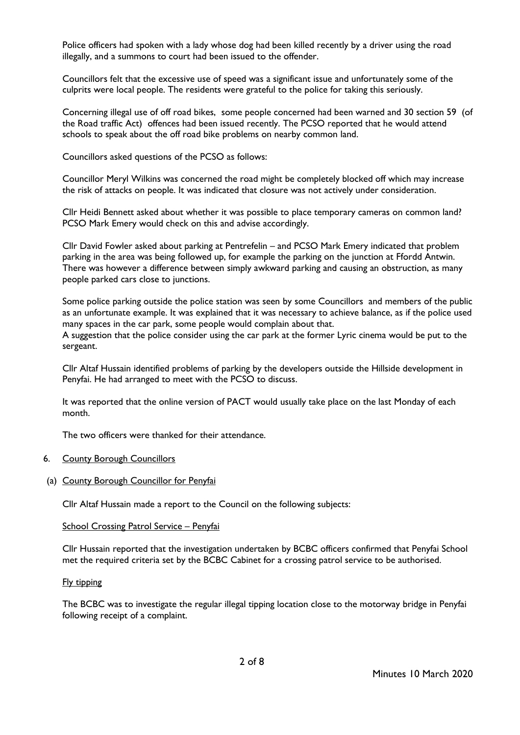Police officers had spoken with a lady whose dog had been killed recently by a driver using the road illegally, and a summons to court had been issued to the offender.

Councillors felt that the excessive use of speed was a significant issue and unfortunately some of the culprits were local people. The residents were grateful to the police for taking this seriously.

Concerning illegal use of off road bikes, some people concerned had been warned and 30 section 59 (of the Road traffic Act) offences had been issued recently. The PCSO reported that he would attend schools to speak about the off road bike problems on nearby common land.

Councillors asked questions of the PCSO as follows:

Councillor Meryl Wilkins was concerned the road might be completely blocked off which may increase the risk of attacks on people. It was indicated that closure was not actively under consideration.

Cllr Heidi Bennett asked about whether it was possible to place temporary cameras on common land? PCSO Mark Emery would check on this and advise accordingly.

Cllr David Fowler asked about parking at Pentrefelin – and PCSO Mark Emery indicated that problem parking in the area was being followed up, for example the parking on the junction at Ffordd Antwin. There was however a difference between simply awkward parking and causing an obstruction, as many people parked cars close to junctions.

Some police parking outside the police station was seen by some Councillors and members of the public as an unfortunate example. It was explained that it was necessary to achieve balance, as if the police used many spaces in the car park, some people would complain about that.
A suggestion that the police consider using the car park at the former Lyric cinema would be put to the sergeant.

Cllr Altaf Hussain identified problems of parking by the developers outside the Hillside development in Penyfai. He had arranged to meet with the PCSO to discuss.

It was reported that the online version of PACT would usually take place on the last Monday of each month.

The two officers were thanked for their attendance.

6. <u>County Borough Councillors</u>

(a) <u>County Borough Councillor for Penyfai</u>

Cllr Altaf Hussain made a report to the Council on the following subjects:

<u>School Crossing Patrol Service – Penyfai</u>

Cllr Hussain reported that the investigation undertaken by BCBC officers confirmed that Penyfai School met the required criteria set by the BCBC Cabinet for a crossing patrol service to be authorised.

<u>Fly tipping</u>

The BCBC was to investigate the regular illegal tipping location close to the motorway bridge in Penyfai following receipt of a complaint.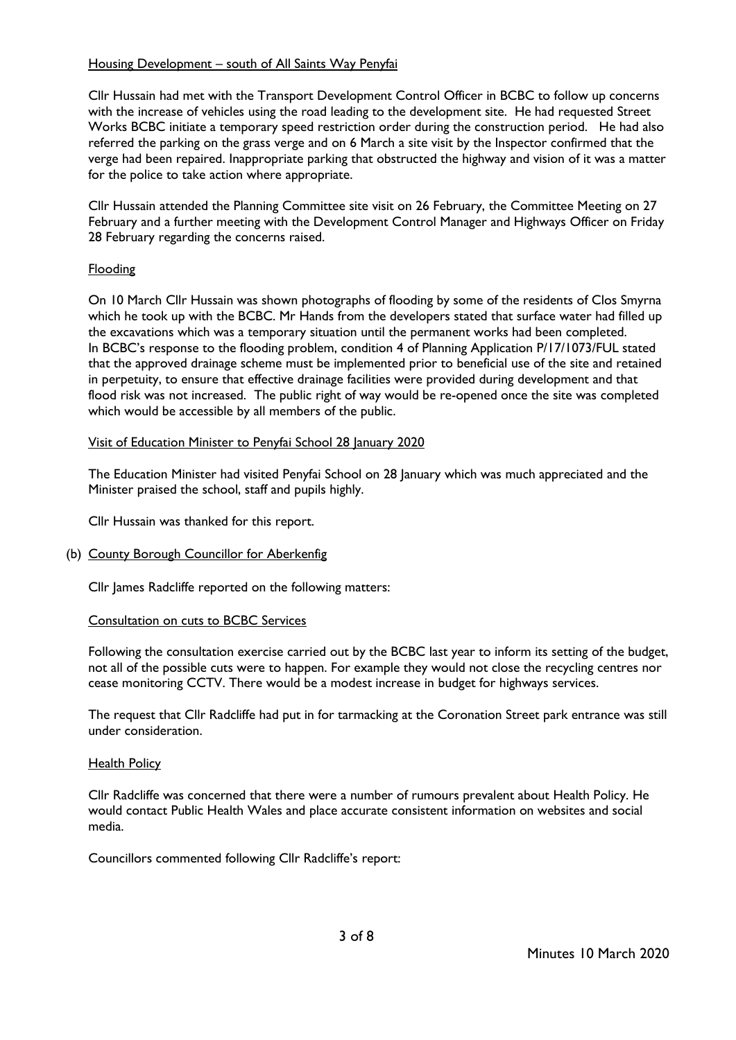Housing Development – south of All Saints Way Penyfai

Cllr Hussain had met with the Transport Development Control Officer in BCBC to follow up concerns with the increase of vehicles using the road leading to the development site. He had requested Street Works BCBC initiate a temporary speed restriction order during the construction period. He had also referred the parking on the grass verge and on 6 March a site visit by the Inspector confirmed that the verge had been repaired. Inappropriate parking that obstructed the highway and vision of it was a matter for the police to take action where appropriate.

Cllr Hussain attended the Planning Committee site visit on 26 February, the Committee Meeting on 27 February and a further meeting with the Development Control Manager and Highways Officer on Friday 28 February regarding the concerns raised.

Flooding

On 10 March Cllr Hussain was shown photographs of flooding by some of the residents of Clos Smyrna which he took up with the BCBC. Mr Hands from the developers stated that surface water had filled up the excavations which was a temporary situation until the permanent works had been completed.
In BCBC's response to the flooding problem, condition 4 of Planning Application P/17/1073/FUL stated that the approved drainage scheme must be implemented prior to beneficial use of the site and retained in perpetuity, to ensure that effective drainage facilities were provided during development and that flood risk was not increased. The public right of way would be re-opened once the site was completed which would be accessible by all members of the public.

Visit of Education Minister to Penyfai School 28 January 2020

The Education Minister had visited Penyfai School on 28 January which was much appreciated and the Minister praised the school, staff and pupils highly.

Cllr Hussain was thanked for this report.

(b) County Borough Councillor for Aberkenfig

Cllr James Radcliffe reported on the following matters:

Consultation on cuts to BCBC Services

Following the consultation exercise carried out by the BCBC last year to inform its setting of the budget, not all of the possible cuts were to happen. For example they would not close the recycling centres nor cease monitoring CCTV. There would be a modest increase in budget for highways services.

The request that Cllr Radcliffe had put in for tarmacking at the Coronation Street park entrance was still under consideration.

Health Policy

Cllr Radcliffe was concerned that there were a number of rumours prevalent about Health Policy. He would contact Public Health Wales and place accurate consistent information on websites and social media.

Councillors commented following Cllr Radcliffe's report: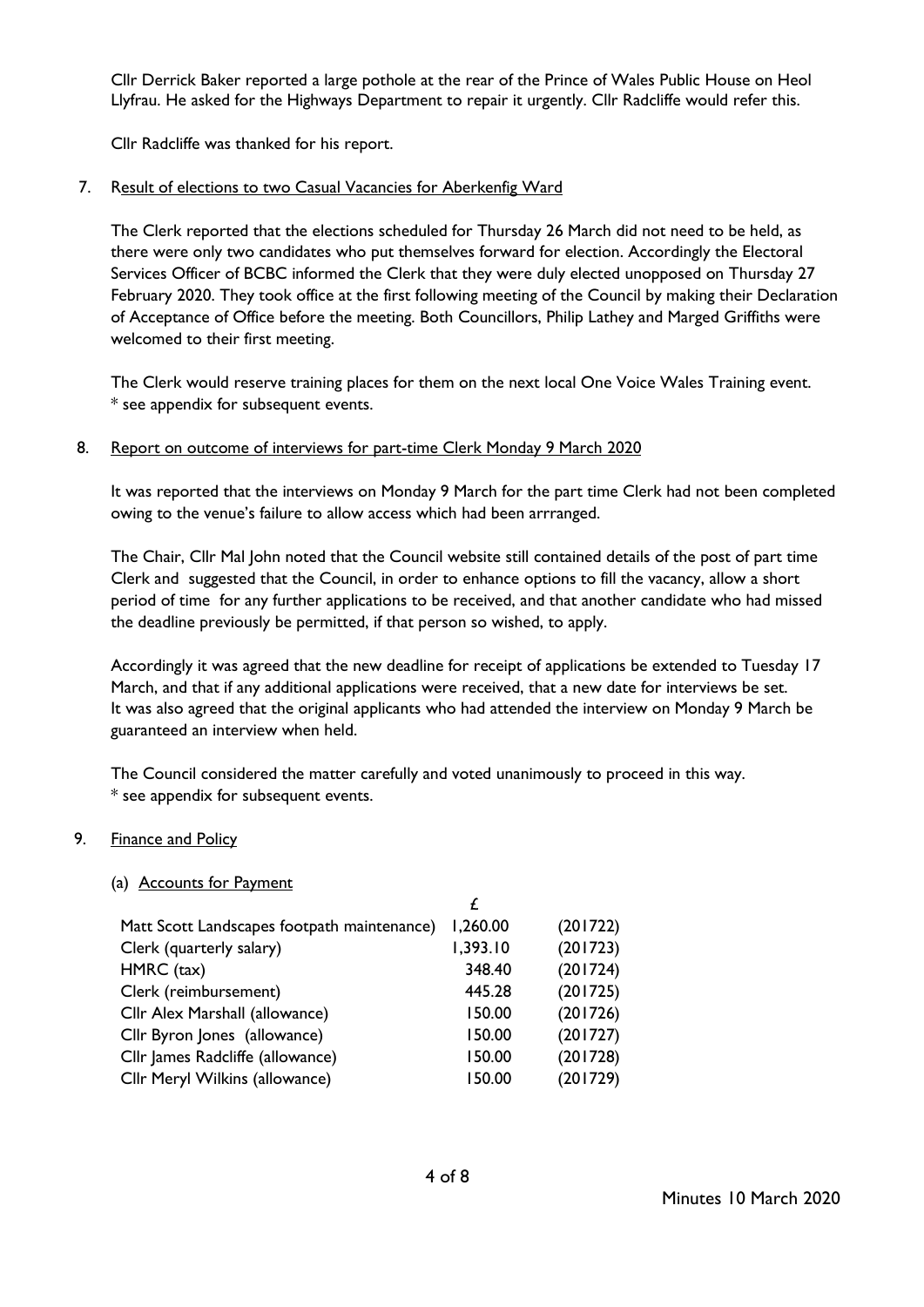Cllr Derrick Baker reported a large pothole at the rear of the Prince of Wales Public House on Heol Llyfrau. He asked for the Highways Department to repair it urgently. Cllr Radcliffe would refer this.

Cllr Radcliffe was thanked for his report.

7. Result of elections to two Casual Vacancies for Aberkenfig Ward

   The Clerk reported that the elections scheduled for Thursday 26 March did not need to be held, as there were only two candidates who put themselves forward for election. Accordingly the Electoral Services Officer of BCBC informed the Clerk that they were duly elected unopposed on Thursday 27 February 2020. They took office at the first following meeting of the Council by making their Declaration of Acceptance of Office before the meeting. Both Councillors, Philip Lathey and Marged Griffiths were welcomed to their first meeting.

   The Clerk would reserve training places for them on the next local One Voice Wales Training event.
   * see appendix for subsequent events.

8. Report on outcome of interviews for part-time Clerk Monday 9 March 2020

   It was reported that the interviews on Monday 9 March for the part time Clerk had not been completed owing to the venue's failure to allow access which had been arrranged.

   The Chair, Cllr Mal John noted that the Council website still contained details of the post of part time Clerk and suggested that the Council, in order to enhance options to fill the vacancy, allow a short period of time for any further applications to be received, and that another candidate who had missed the deadline previously be permitted, if that person so wished, to apply.

   Accordingly it was agreed that the new deadline for receipt of applications be extended to Tuesday 17 March, and that if any additional applications were received, that a new date for interviews be set. It was also agreed that the original applicants who had attended the interview on Monday 9 March be guaranteed an interview when held.

   The Council considered the matter carefully and voted unanimously to proceed in this way.
   * see appendix for subsequent events.

9. Finance and Policy

   (a) Accounts for Payment

| | £ | |
|---|---|---|
| Matt Scott Landscapes footpath maintenance) | 1,260.00 | (201722) |
| Clerk (quarterly salary) | 1,393.10 | (201723) |
| HMRC (tax) | 348.40 | (201724) |
| Clerk (reimbursement) | 445.28 | (201725) |
| Cllr Alex Marshall (allowance) | 150.00 | (201726) |
| Cllr Byron Jones (allowance) | 150.00 | (201727) |
| Cllr James Radcliffe (allowance) | 150.00 | (201728) |
| Cllr Meryl Wilkins (allowance) | 150.00 | (201729) |

Minutes 10 March 2020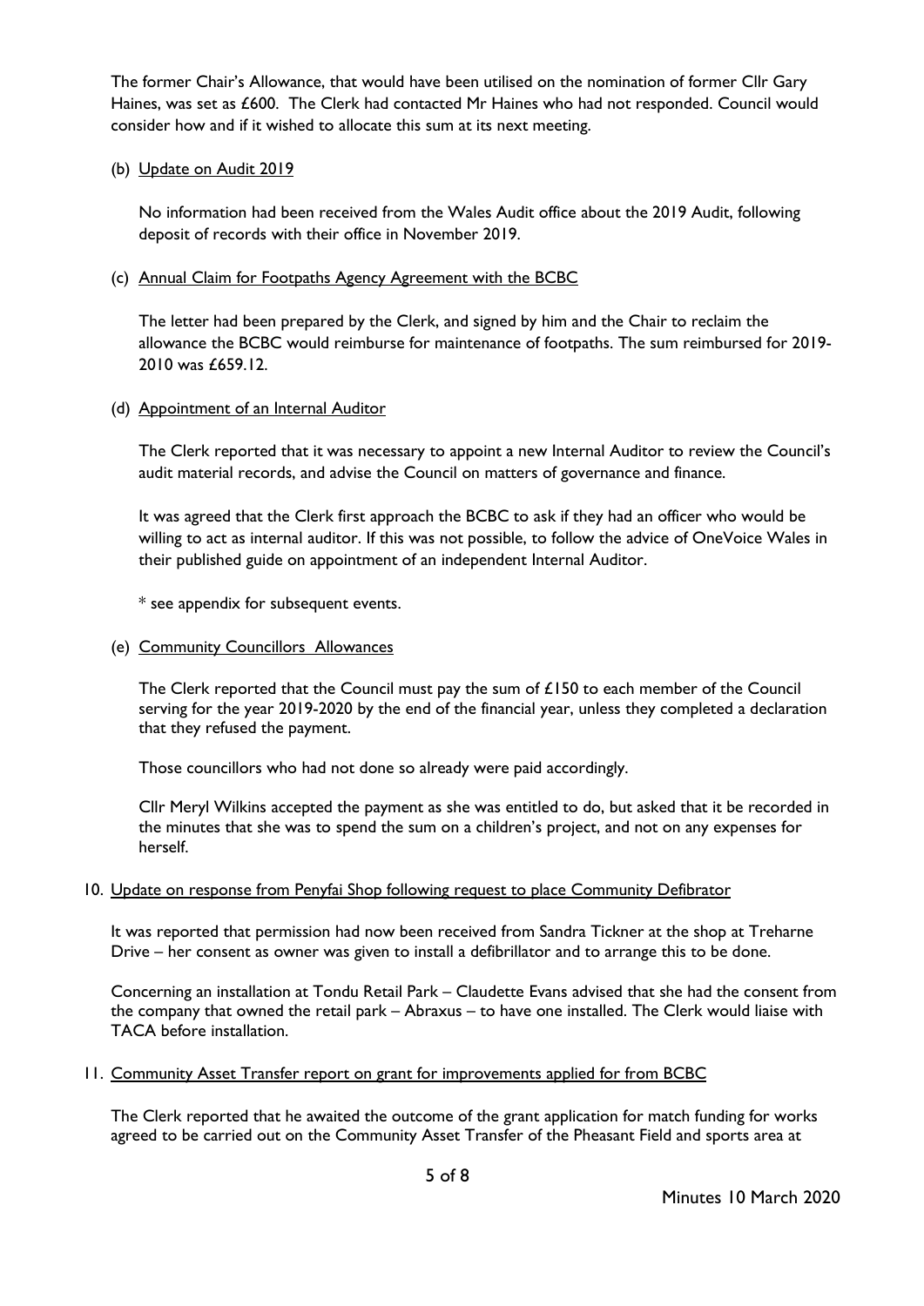The former Chair's Allowance, that would have been utilised on the nomination of former Cllr Gary Haines, was set as £600. The Clerk had contacted Mr Haines who had not responded. Council would consider how and if it wished to allocate this sum at its next meeting.

(b) Update on Audit 2019

No information had been received from the Wales Audit office about the 2019 Audit, following deposit of records with their office in November 2019.

(c) Annual Claim for Footpaths Agency Agreement with the BCBC

The letter had been prepared by the Clerk, and signed by him and the Chair to reclaim the allowance the BCBC would reimburse for maintenance of footpaths. The sum reimbursed for 2019-2010 was £659.12.

(d) Appointment of an Internal Auditor

The Clerk reported that it was necessary to appoint a new Internal Auditor to review the Council's audit material records, and advise the Council on matters of governance and finance.

It was agreed that the Clerk first approach the BCBC to ask if they had an officer who would be willing to act as internal auditor. If this was not possible, to follow the advice of OneVoice Wales in their published guide on appointment of an independent Internal Auditor.

* see appendix for subsequent events.

(e) Community Councillors Allowances

The Clerk reported that the Council must pay the sum of £150 to each member of the Council serving for the year 2019-2020 by the end of the financial year, unless they completed a declaration that they refused the payment.

Those councillors who had not done so already were paid accordingly.

Cllr Meryl Wilkins accepted the payment as she was entitled to do, but asked that it be recorded in the minutes that she was to spend the sum on a children's project, and not on any expenses for herself.

10. Update on response from Penyfai Shop following request to place Community Defibrator

It was reported that permission had now been received from Sandra Tickner at the shop at Treharne Drive – her consent as owner was given to install a defibrillator and to arrange this to be done.

Concerning an installation at Tondu Retail Park – Claudette Evans advised that she had the consent from the company that owned the retail park – Abraxus – to have one installed. The Clerk would liaise with TACA before installation.

11. Community Asset Transfer report on grant for improvements applied for from BCBC

The Clerk reported that he awaited the outcome of the grant application for match funding for works agreed to be carried out on the Community Asset Transfer of the Pheasant Field and sports area at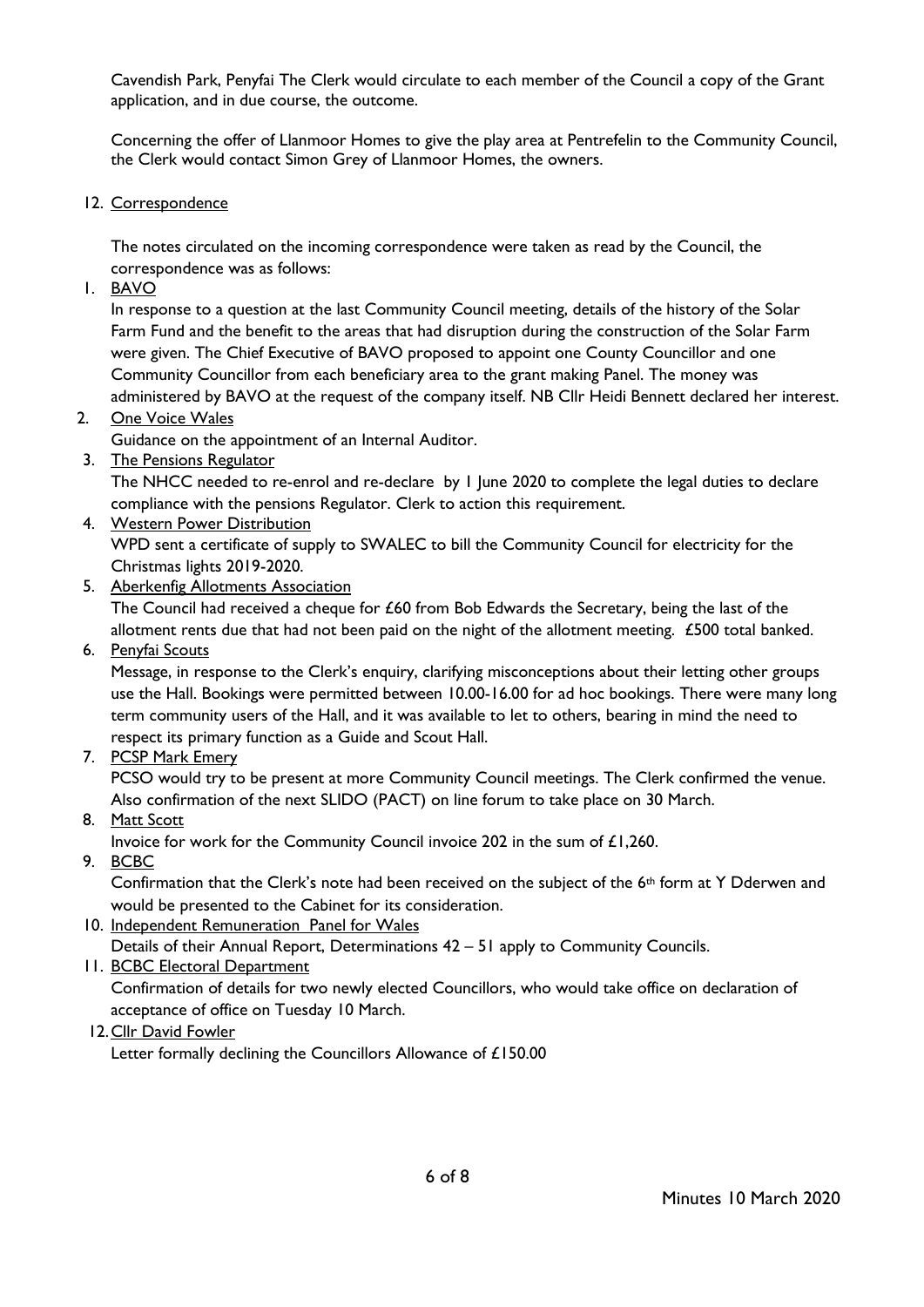Cavendish Park, Penyfai The Clerk would circulate to each member of the Council a copy of the Grant application, and in due course, the outcome.

Concerning the offer of Llanmoor Homes to give the play area at Pentrefelin to the Community Council, the Clerk would contact Simon Grey of Llanmoor Homes, the owners.

12. Correspondence

The notes circulated on the incoming correspondence were taken as read by the Council, the correspondence was as follows:

1. BAVO
   In response to a question at the last Community Council meeting, details of the history of the Solar Farm Fund and the benefit to the areas that had disruption during the construction of the Solar Farm were given. The Chief Executive of BAVO proposed to appoint one County Councillor and one Community Councillor from each beneficiary area to the grant making Panel. The money was administered by BAVO at the request of the company itself. NB Cllr Heidi Bennett declared her interest.
2. One Voice Wales
   Guidance on the appointment of an Internal Auditor.
3. The Pensions Regulator
   The NHCC needed to re-enrol and re-declare by 1 June 2020 to complete the legal duties to declare compliance with the pensions Regulator. Clerk to action this requirement.
4. Western Power Distribution
   WPD sent a certificate of supply to SWALEC to bill the Community Council for electricity for the Christmas lights 2019-2020.
5. Aberkenfig Allotments Association
   The Council had received a cheque for £60 from Bob Edwards the Secretary, being the last of the allotment rents due that had not been paid on the night of the allotment meeting. £500 total banked.
6. Penyfai Scouts
   Message, in response to the Clerk's enquiry, clarifying misconceptions about their letting other groups use the Hall. Bookings were permitted between 10.00-16.00 for ad hoc bookings. There were many long term community users of the Hall, and it was available to let to others, bearing in mind the need to respect its primary function as a Guide and Scout Hall.
7. PCSP Mark Emery
   PCSO would try to be present at more Community Council meetings. The Clerk confirmed the venue. Also confirmation of the next SLIDO (PACT) on line forum to take place on 30 March.
8. Matt Scott
   Invoice for work for the Community Council invoice 202 in the sum of £1,260.
9. BCBC
   Confirmation that the Clerk's note had been received on the subject of the 6th form at Y Dderwen and would be presented to the Cabinet for its consideration.
10. Independent Remuneration Panel for Wales
    Details of their Annual Report, Determinations 42 – 51 apply to Community Councils.
11. BCBC Electoral Department
    Confirmation of details for two newly elected Councillors, who would take office on declaration of acceptance of office on Tuesday 10 March.
12. Cllr David Fowler
    Letter formally declining the Councillors Allowance of £150.00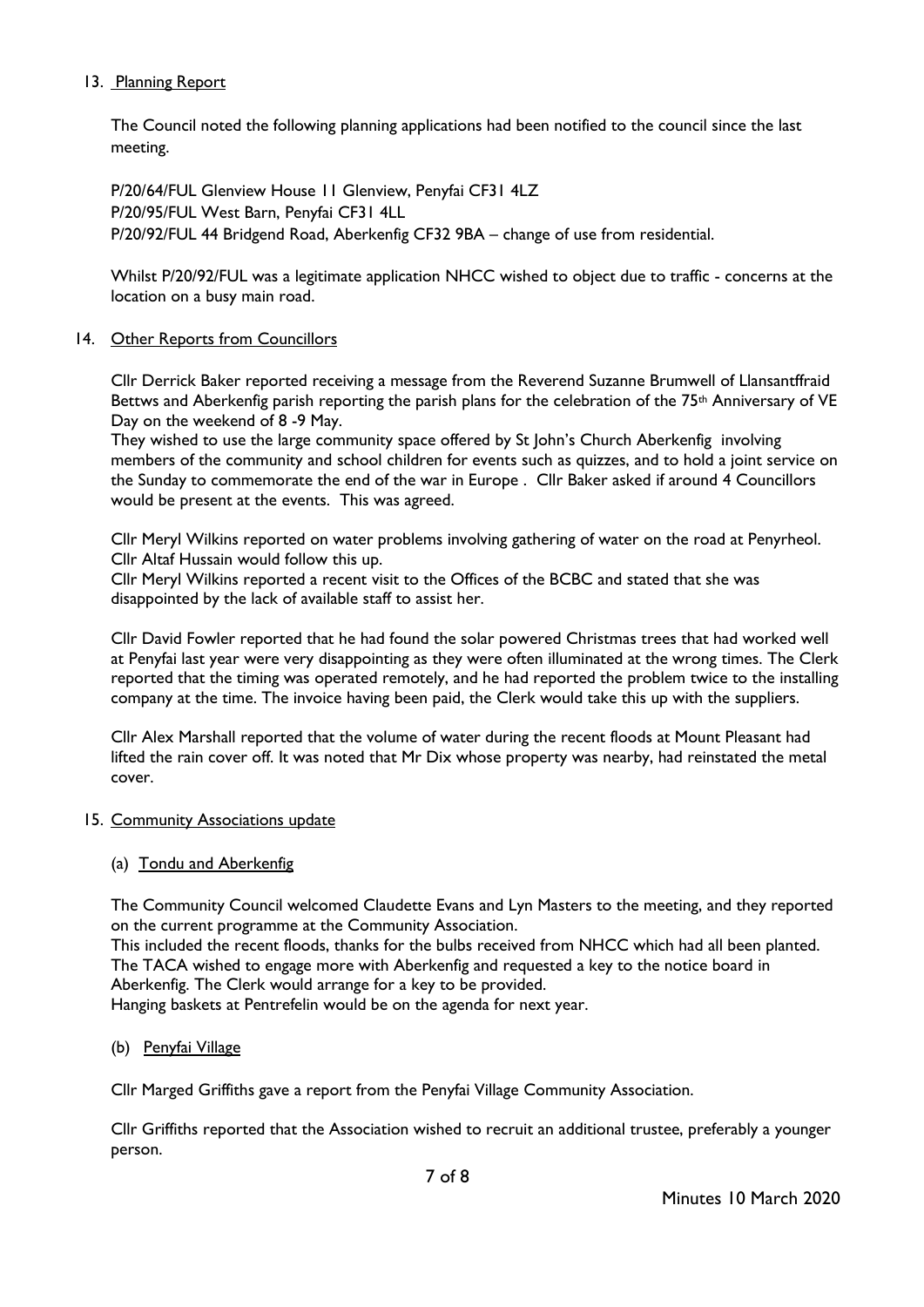13. <u>Planning Report</u>

The Council noted the following planning applications had been notified to the council since the last meeting.

P/20/64/FUL Glenview House 11 Glenview, Penyfai CF31 4LZ
P/20/95/FUL West Barn, Penyfai CF31 4LL
P/20/92/FUL 44 Bridgend Road, Aberkenfig CF32 9BA – change of use from residential.

Whilst P/20/92/FUL was a legitimate application NHCC wished to object due to traffic - concerns at the location on a busy main road.

14. <u>Other Reports from Councillors</u>

Cllr Derrick Baker reported receiving a message from the Reverend Suzanne Brumwell of Llansantffraid Bettws and Aberkenfig parish reporting the parish plans for the celebration of the 75th Anniversary of VE Day on the weekend of 8 -9 May.
They wished to use the large community space offered by St John's Church Aberkenfig involving members of the community and school children for events such as quizzes, and to hold a joint service on the Sunday to commemorate the end of the war in Europe . Cllr Baker asked if around 4 Councillors would be present at the events. This was agreed.

Cllr Meryl Wilkins reported on water problems involving gathering of water on the road at Penyrheol. Cllr Altaf Hussain would follow this up.
Cllr Meryl Wilkins reported a recent visit to the Offices of the BCBC and stated that she was disappointed by the lack of available staff to assist her.

Cllr David Fowler reported that he had found the solar powered Christmas trees that had worked well at Penyfai last year were very disappointing as they were often illuminated at the wrong times. The Clerk reported that the timing was operated remotely, and he had reported the problem twice to the installing company at the time. The invoice having been paid, the Clerk would take this up with the suppliers.

Cllr Alex Marshall reported that the volume of water during the recent floods at Mount Pleasant had lifted the rain cover off. It was noted that Mr Dix whose property was nearby, had reinstated the metal cover.

15. <u>Community Associations update</u>

(a) <u>Tondu and Aberkenfig</u>

The Community Council welcomed Claudette Evans and Lyn Masters to the meeting, and they reported on the current programme at the Community Association.
This included the recent floods, thanks for the bulbs received from NHCC which had all been planted. The TACA wished to engage more with Aberkenfig and requested a key to the notice board in Aberkenfig. The Clerk would arrange for a key to be provided.
Hanging baskets at Pentrefelin would be on the agenda for next year.

(b) <u>Penyfai Village</u>

Cllr Marged Griffiths gave a report from the Penyfai Village Community Association.

Cllr Griffiths reported that the Association wished to recruit an additional trustee, preferably a younger person.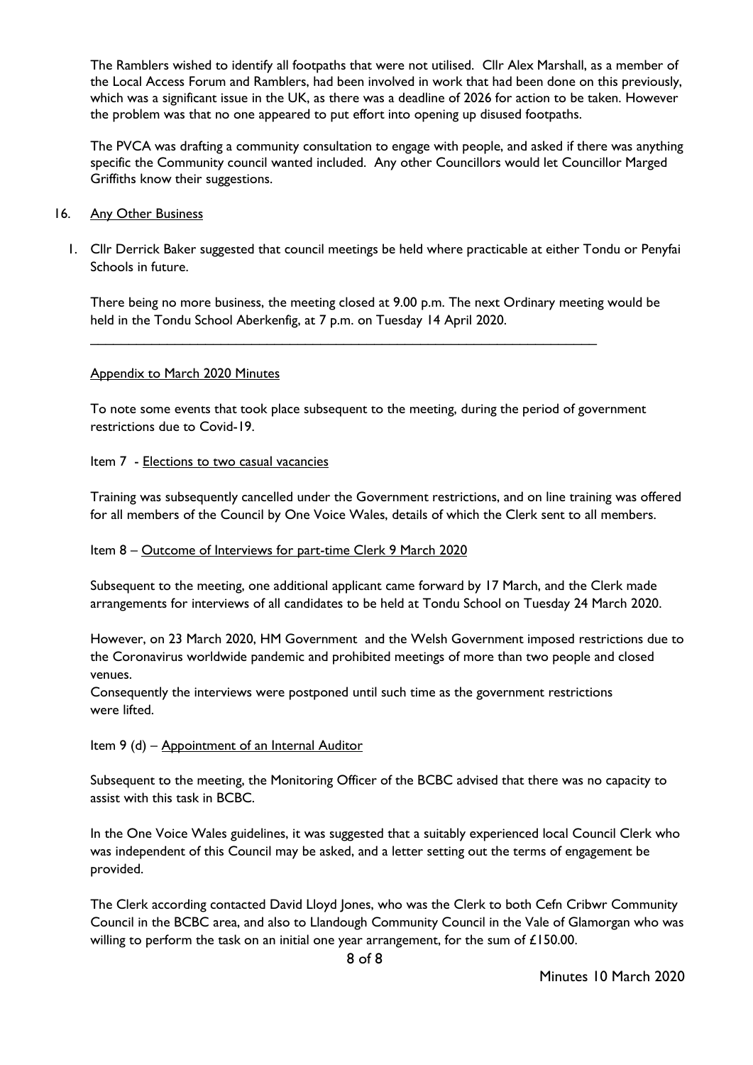The Ramblers wished to identify all footpaths that were not utilised. Cllr Alex Marshall, as a member of the Local Access Forum and Ramblers, had been involved in work that had been done on this previously, which was a significant issue in the UK, as there was a deadline of 2026 for action to be taken. However the problem was that no one appeared to put effort into opening up disused footpaths.

The PVCA was drafting a community consultation to engage with people, and asked if there was anything specific the Community council wanted included. Any other Councillors would let Councillor Marged Griffiths know their suggestions.

16. Any Other Business

1. Cllr Derrick Baker suggested that council meetings be held where practicable at either Tondu or Penyfai Schools in future.

There being no more business, the meeting closed at 9.00 p.m. The next Ordinary meeting would be held in the Tondu School Aberkenfig, at 7 p.m. on Tuesday 14 April 2020.

---

Appendix to March 2020 Minutes

To note some events that took place subsequent to the meeting, during the period of government restrictions due to Covid-19.

Item 7 - Elections to two casual vacancies

Training was subsequently cancelled under the Government restrictions, and on line training was offered for all members of the Council by One Voice Wales, details of which the Clerk sent to all members.

Item 8 – Outcome of Interviews for part-time Clerk 9 March 2020

Subsequent to the meeting, one additional applicant came forward by 17 March, and the Clerk made arrangements for interviews of all candidates to be held at Tondu School on Tuesday 24 March 2020.

However, on 23 March 2020, HM Government and the Welsh Government imposed restrictions due to the Coronavirus worldwide pandemic and prohibited meetings of more than two people and closed venues.
Consequently the interviews were postponed until such time as the government restrictions were lifted.

Item 9 (d) – Appointment of an Internal Auditor

Subsequent to the meeting, the Monitoring Officer of the BCBC advised that there was no capacity to assist with this task in BCBC.

In the One Voice Wales guidelines, it was suggested that a suitably experienced local Council Clerk who was independent of this Council may be asked, and a letter setting out the terms of engagement be provided.

The Clerk according contacted David Lloyd Jones, who was the Clerk to both Cefn Cribwr Community Council in the BCBC area, and also to Llandough Community Council in the Vale of Glamorgan who was willing to perform the task on an initial one year arrangement, for the sum of £150.00.

Minutes 10 March 2020